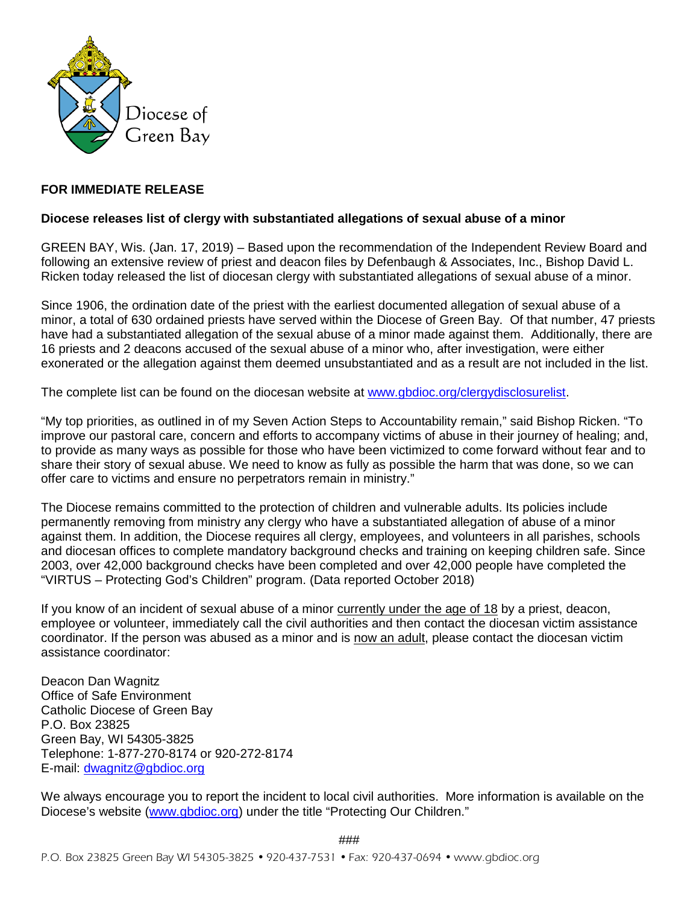Diocese of Green Bay

**FOR IMMEDIATE RELEASE**

**Diocese releases list of clergy with substantiated allegations of sexual abuse of a minor**

GREEN BAY, Wis. (Jan. 17, 2019) – Based upon the recommendation of the Independent Review Board and following an extensive review of priest and deacon files by Defenbaugh & Associates, Inc., Bishop David L. Ricken today released the list of diocesan clergy with substantiated allegations of sexual abuse of a minor.

Since 1906, the ordination date of the priest with the earliest documented allegation of sexual abuse of a minor, a total of 630 ordained priests have served within the Diocese of Green Bay. Of that number, 47 priests have had a substantiated allegation of the sexual abuse of a minor made against them. Additionally, there are 16 priests and 2 deacons accused of the sexual abuse of a minor who, after investigation, were either exonerated or the allegation against them deemed unsubstantiated and as a result are not included in the list.

The complete list can be found on the diocesan website at [www.gbdioc.org/clergydisclosurelist](www.gbdioc.org/clergydisclosurelist).

"My top priorities, as outlined in of my Seven Action Steps to Accountability remain," said Bishop Ricken. "To improve our pastoral care, concern and efforts to accompany victims of abuse in their journey of healing; and, to provide as many ways as possible for those who have been victimized to come forward without fear and to share their story of sexual abuse. We need to know as fully as possible the harm that was done, so we can offer care to victims and ensure no perpetrators remain in ministry."

The Diocese remains committed to the protection of children and vulnerable adults. Its policies include permanently removing from ministry any clergy who have a substantiated allegation of abuse of a minor against them. In addition, the Diocese requires all clergy, employees, and volunteers in all parishes, schools and diocesan offices to complete mandatory background checks and training on keeping children safe. Since 2003, over 42,000 background checks have been completed and over 42,000 people have completed the "VIRTUS – Protecting God's Children" program. (Data reported October 2018)

If you know of an incident of sexual abuse of a minor currently under the age of 18 by a priest, deacon, employee or volunteer, immediately call the civil authorities and then contact the diocesan victim assistance coordinator. If the person was abused as a minor and is now an adult, please contact the diocesan victim assistance coordinator:

Deacon Dan Wagnitz
Office of Safe Environment
Catholic Diocese of Green Bay
P.O. Box 23825
Green Bay, WI 54305-3825
Telephone: 1-877-270-8174 or 920-272-8174
E-mail: [dwagnitz@gbdioc.org](mailto:dwagnitz@gbdioc.org)

We always encourage you to report the incident to local civil authorities. More information is available on the Diocese's website ([www.gbdioc.org](www.gbdioc.org)) under the title "Protecting Our Children."

###

P.O. Box 23825 Green Bay WI 54305-3825 • 920-437-7531 • Fax: 920-437-0694 • www.gbdioc.org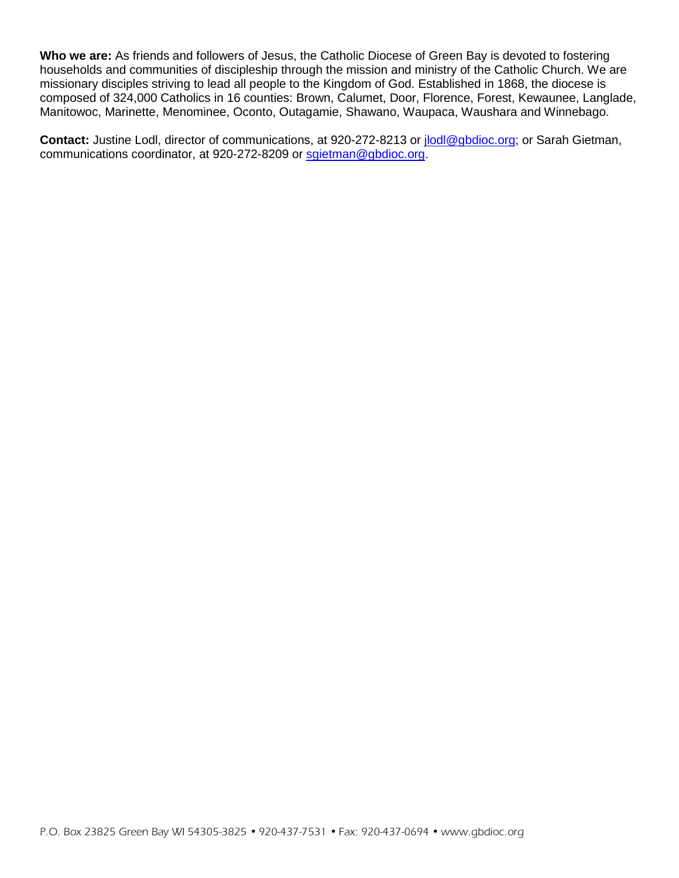**Who we are:** As friends and followers of Jesus, the Catholic Diocese of Green Bay is devoted to fostering households and communities of discipleship through the mission and ministry of the Catholic Church. We are missionary disciples striving to lead all people to the Kingdom of God. Established in 1868, the diocese is composed of 324,000 Catholics in 16 counties: Brown, Calumet, Door, Florence, Forest, Kewaunee, Langlade, Manitowoc, Marinette, Menominee, Oconto, Outagamie, Shawano, Waupaca, Waushara and Winnebago.

**Contact:** Justine Lodl, director of communications, at 920-272-8213 or jlodl@gbdioc.org; or Sarah Gietman, communications coordinator, at 920-272-8209 or sgietman@gbdioc.org.

P.O. Box 23825 Green Bay WI 54305-3825 • 920-437-7531 • Fax: 920-437-0694 • www.gbdioc.org